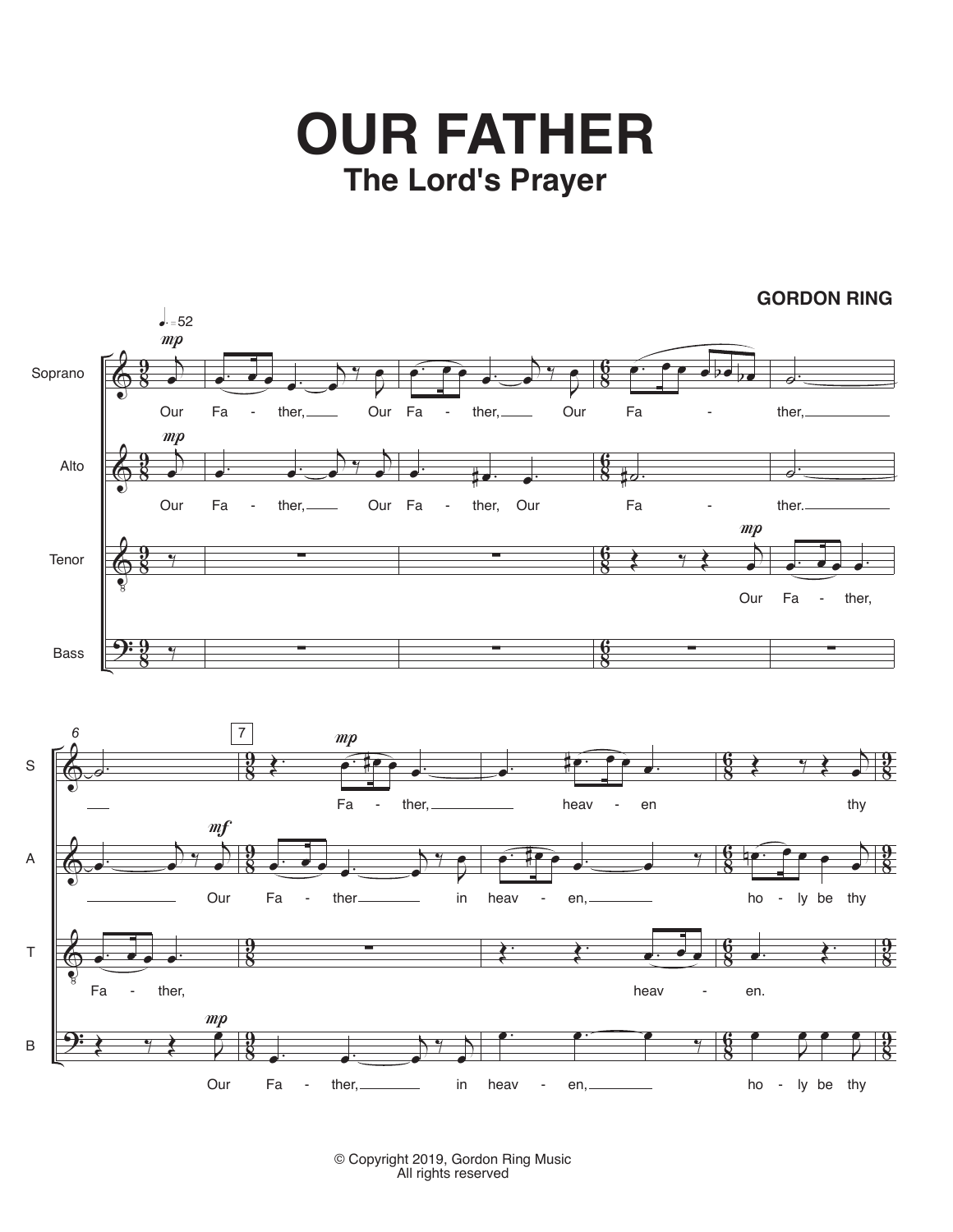# OUR FATHER

## The Lord's Prayer

**GORDON RING**

© Copyright 2019, Gordon Ring Music
All rights reserved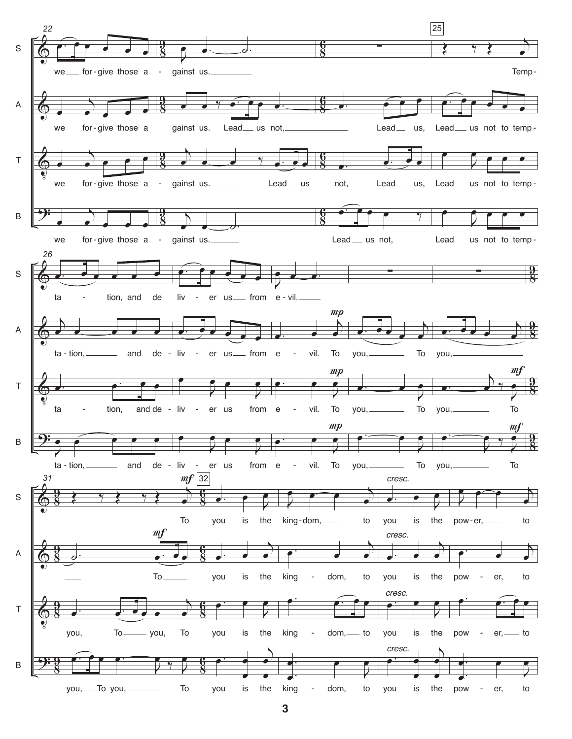S: we for-give those a - gainst us. Temp-

A: we for-give those a gainst us. Lead us not, Lead us, Lead us not to temp-

T: we for-give those a - gainst us. Lead us not, Lead us, Lead us not to temp-

B: we for-give those a - gainst us. Lead us not, Lead us not to temp-

S: ta - tion, and de liv - er us from e - vil.

A: ta - tion, and de - liv - er us from e - vil. To you, To you,

T: ta - tion, and de - liv - er us from e - vil. To you, To you, To

B: ta - tion, and de - liv - er us from e - vil. To you, To you, To

S: To you is the king-dom, to you is the pow-er, to

A: To you is the king - dom, to you is the pow - er, to

T: you, To you, To you is the king - dom, to you is the pow - er, to

B: you, To you, To you is the king - dom, to you is the pow - er, to